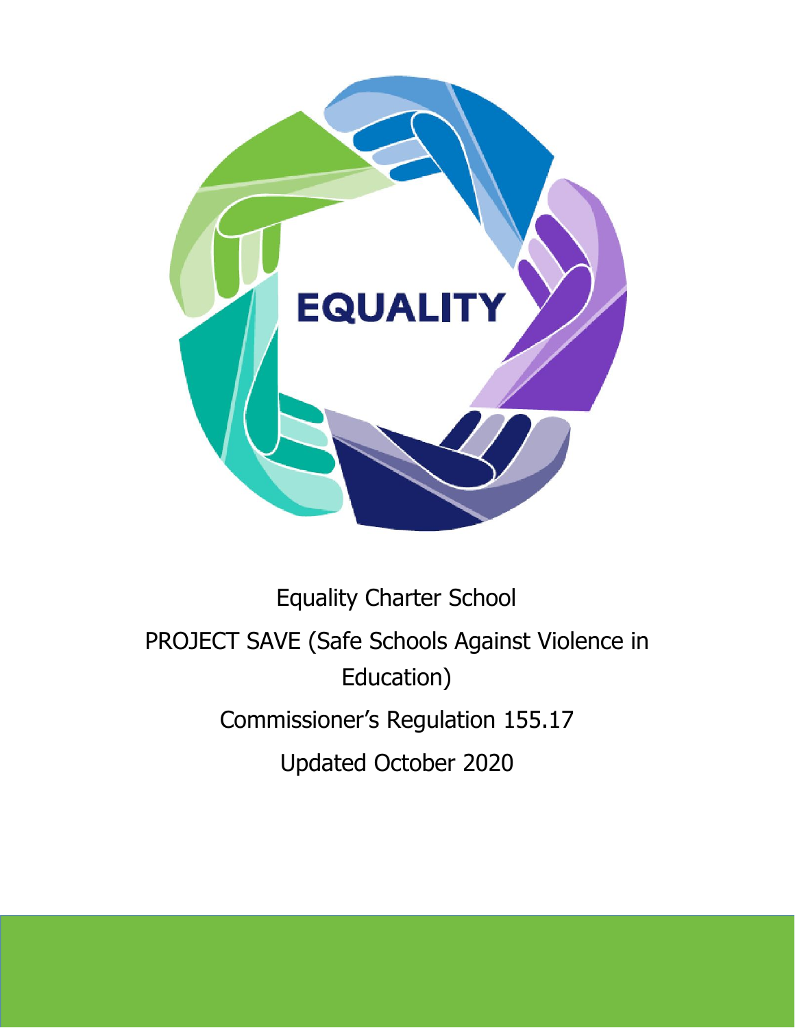EQUALITY

Equality Charter School

PROJECT SAVE (Safe Schools Against Violence in Education)

Commissioner's Regulation 155.17

Updated October 2020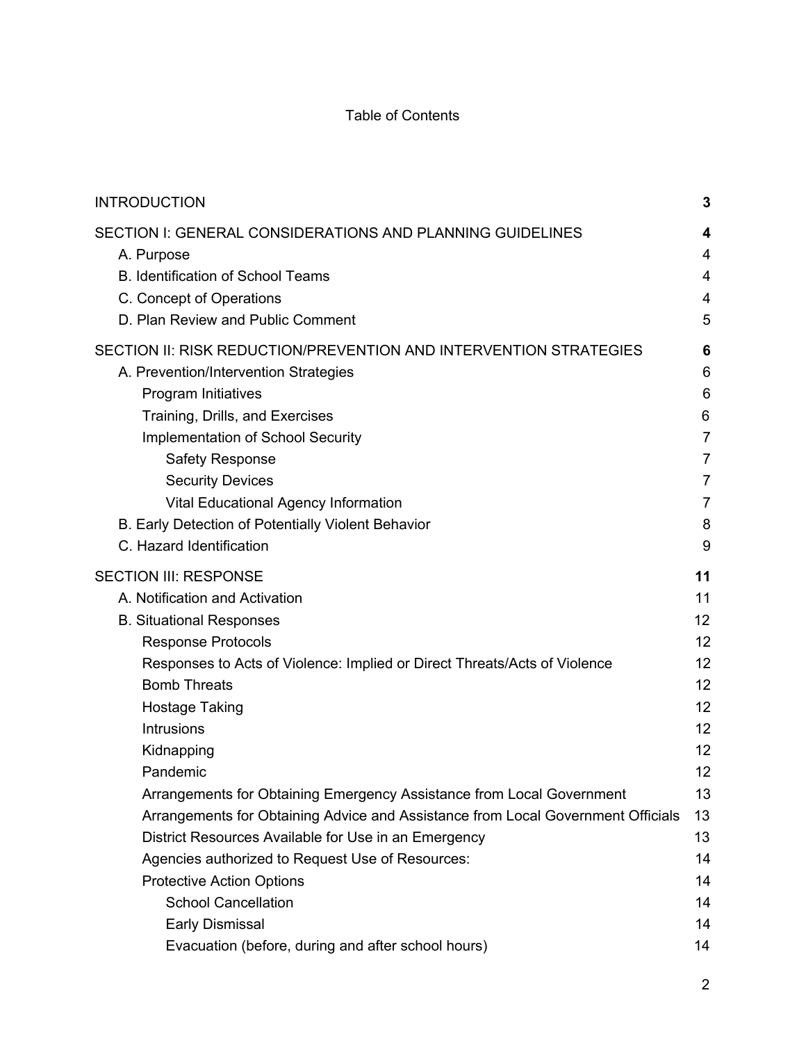Table of Contents

| | |
|---|---|
| **INTRODUCTION** | **3** |
| **SECTION I: GENERAL CONSIDERATIONS AND PLANNING GUIDELINES** | **4** |
| A. Purpose | 4 |
| B. Identification of School Teams | 4 |
| C. Concept of Operations | 4 |
| D. Plan Review and Public Comment | 5 |
| **SECTION II: RISK REDUCTION/PREVENTION AND INTERVENTION STRATEGIES** | **6** |
| A. Prevention/Intervention Strategies | 6 |
| Program Initiatives | 6 |
| Training, Drills, and Exercises | 6 |
| Implementation of School Security | 7 |
| Safety Response | 7 |
| Security Devices | 7 |
| Vital Educational Agency Information | 7 |
| B. Early Detection of Potentially Violent Behavior | 8 |
| C. Hazard Identification | 9 |
| **SECTION III: RESPONSE** | **11** |
| A. Notification and Activation | 11 |
| B. Situational Responses | 12 |
| Response Protocols | 12 |
| Responses to Acts of Violence: Implied or Direct Threats/Acts of Violence | 12 |
| Bomb Threats | 12 |
| Hostage Taking | 12 |
| Intrusions | 12 |
| Kidnapping | 12 |
| Pandemic | 12 |
| Arrangements for Obtaining Emergency Assistance from Local Government | 13 |
| Arrangements for Obtaining Advice and Assistance from Local Government Officials | 13 |
| District Resources Available for Use in an Emergency | 13 |
| Agencies authorized to Request Use of Resources: | 14 |
| Protective Action Options | 14 |
| School Cancellation | 14 |
| Early Dismissal | 14 |
| Evacuation (before, during and after school hours) | 14 |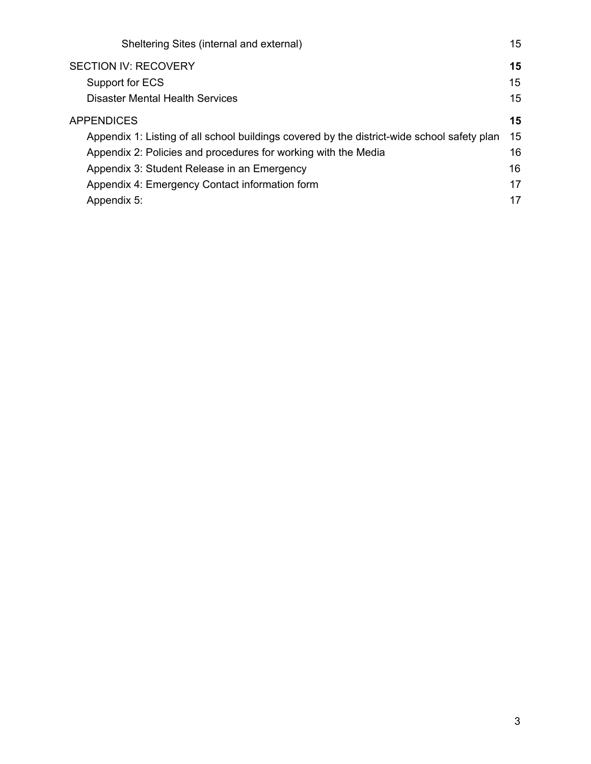Sheltering Sites (internal and external) 15

**SECTION IV: RECOVERY** **15**

Support for ECS 15

Disaster Mental Health Services 15

**APPENDICES** **15**

Appendix 1: Listing of all school buildings covered by the district-wide school safety plan 15

Appendix 2: Policies and procedures for working with the Media 16

Appendix 3: Student Release in an Emergency 16

Appendix 4: Emergency Contact information form 17

Appendix 5: 17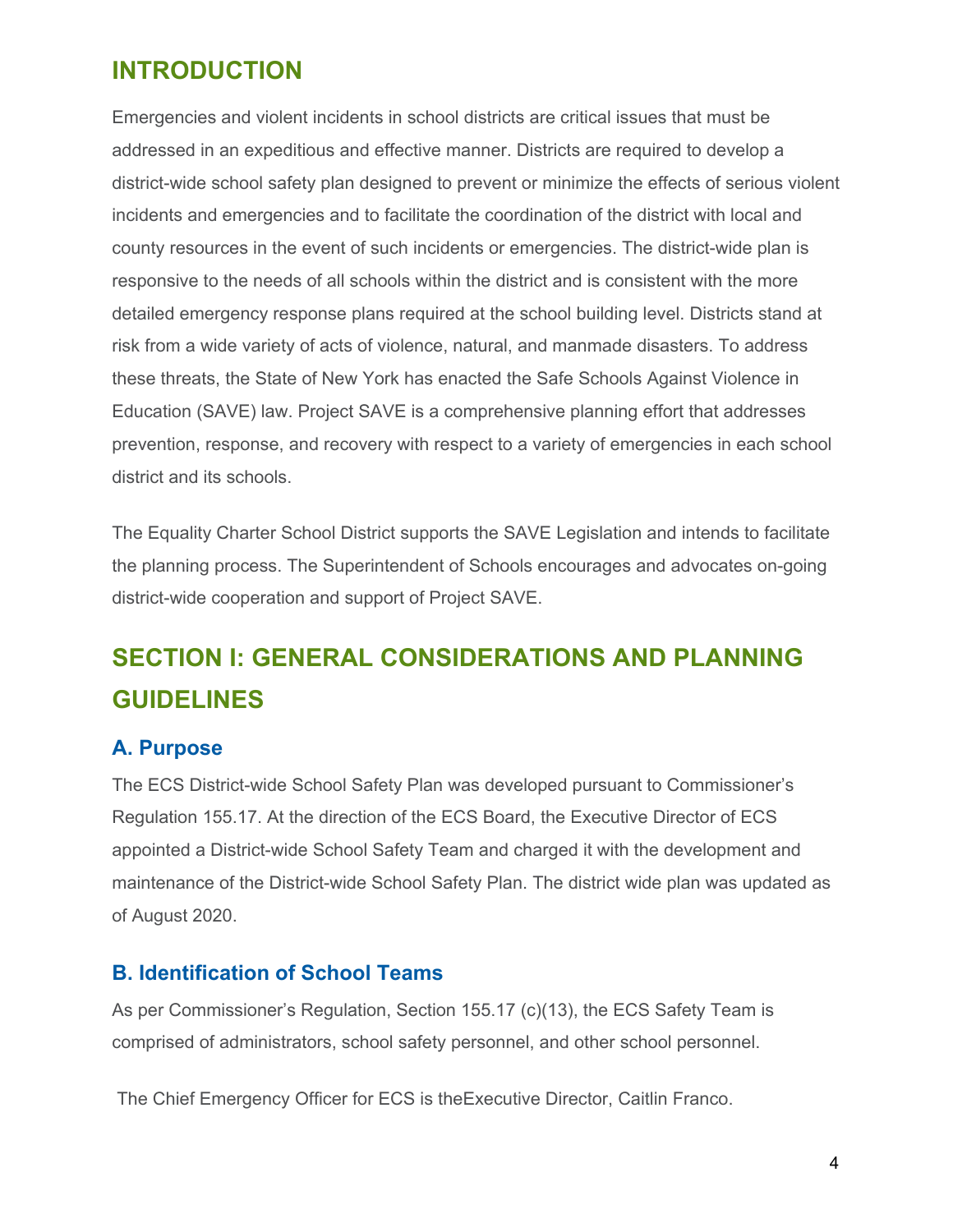## INTRODUCTION

Emergencies and violent incidents in school districts are critical issues that must be addressed in an expeditious and effective manner. Districts are required to develop a district-wide school safety plan designed to prevent or minimize the effects of serious violent incidents and emergencies and to facilitate the coordination of the district with local and county resources in the event of such incidents or emergencies. The district-wide plan is responsive to the needs of all schools within the district and is consistent with the more detailed emergency response plans required at the school building level. Districts stand at risk from a wide variety of acts of violence, natural, and manmade disasters. To address these threats, the State of New York has enacted the Safe Schools Against Violence in Education (SAVE) law. Project SAVE is a comprehensive planning effort that addresses prevention, response, and recovery with respect to a variety of emergencies in each school district and its schools.

The Equality Charter School District supports the SAVE Legislation and intends to facilitate the planning process. The Superintendent of Schools encourages and advocates on-going district-wide cooperation and support of Project SAVE.

## SECTION I: GENERAL CONSIDERATIONS AND PLANNING GUIDELINES

### A. Purpose

The ECS District-wide School Safety Plan was developed pursuant to Commissioner's Regulation 155.17. At the direction of the ECS Board, the Executive Director of ECS appointed a District-wide School Safety Team and charged it with the development and maintenance of the District-wide School Safety Plan. The district wide plan was updated as of August 2020.

### B. Identification of School Teams

As per Commissioner's Regulation, Section 155.17 (c)(13), the ECS Safety Team is comprised of administrators, school safety personnel, and other school personnel.

The Chief Emergency Officer for ECS is theExecutive Director, Caitlin Franco.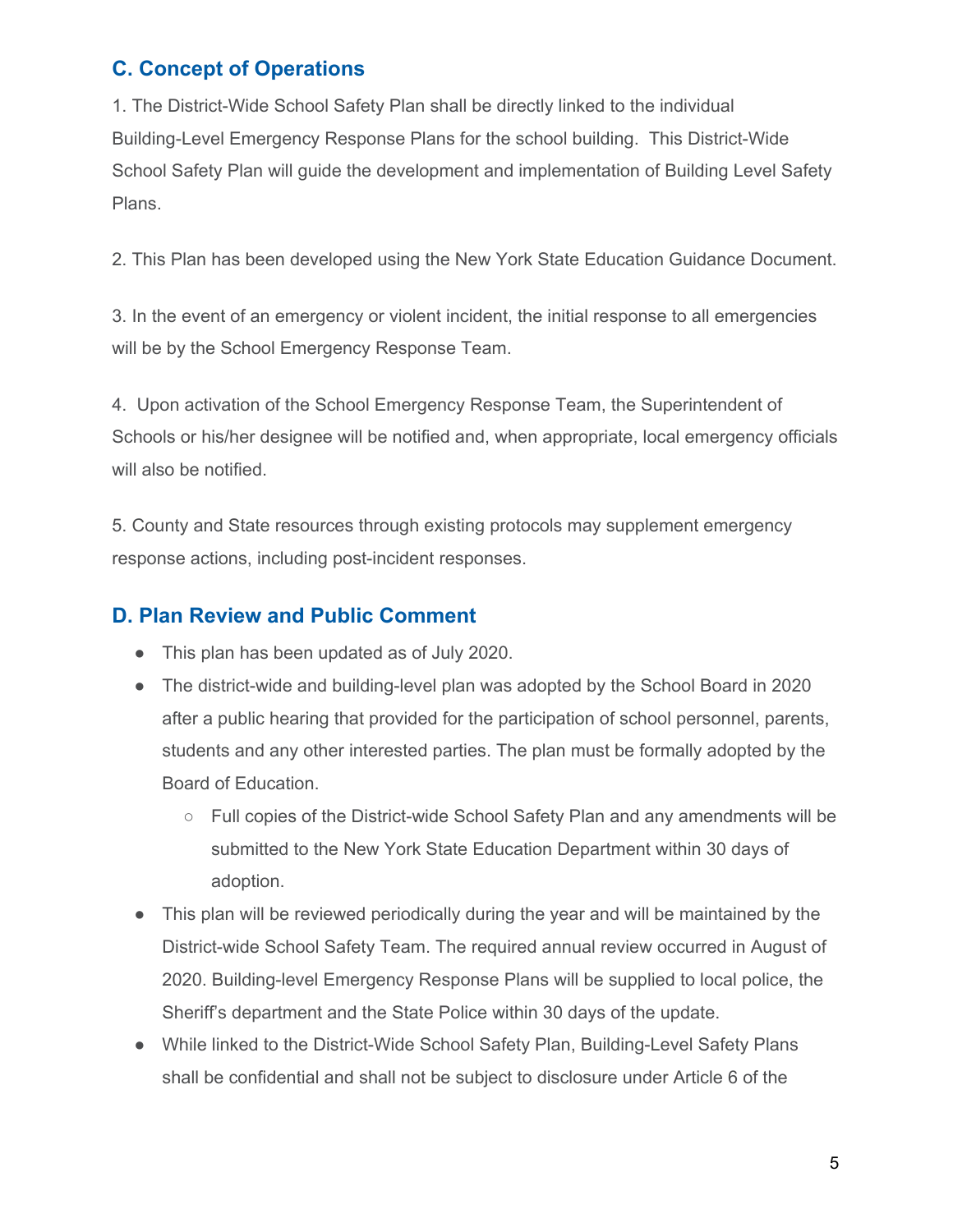## C. Concept of Operations

1. The District-Wide School Safety Plan shall be directly linked to the individual Building-Level Emergency Response Plans for the school building. This District-Wide School Safety Plan will guide the development and implementation of Building Level Safety Plans.

2. This Plan has been developed using the New York State Education Guidance Document.

3. In the event of an emergency or violent incident, the initial response to all emergencies will be by the School Emergency Response Team.

4. Upon activation of the School Emergency Response Team, the Superintendent of Schools or his/her designee will be notified and, when appropriate, local emergency officials will also be notified.

5. County and State resources through existing protocols may supplement emergency response actions, including post-incident responses.

## D. Plan Review and Public Comment

- This plan has been updated as of July 2020.
- The district-wide and building-level plan was adopted by the School Board in 2020 after a public hearing that provided for the participation of school personnel, parents, students and any other interested parties. The plan must be formally adopted by the Board of Education.
  - Full copies of the District-wide School Safety Plan and any amendments will be submitted to the New York State Education Department within 30 days of adoption.
- This plan will be reviewed periodically during the year and will be maintained by the District-wide School Safety Team. The required annual review occurred in August of 2020. Building-level Emergency Response Plans will be supplied to local police, the Sheriff's department and the State Police within 30 days of the update.
- While linked to the District-Wide School Safety Plan, Building-Level Safety Plans shall be confidential and shall not be subject to disclosure under Article 6 of the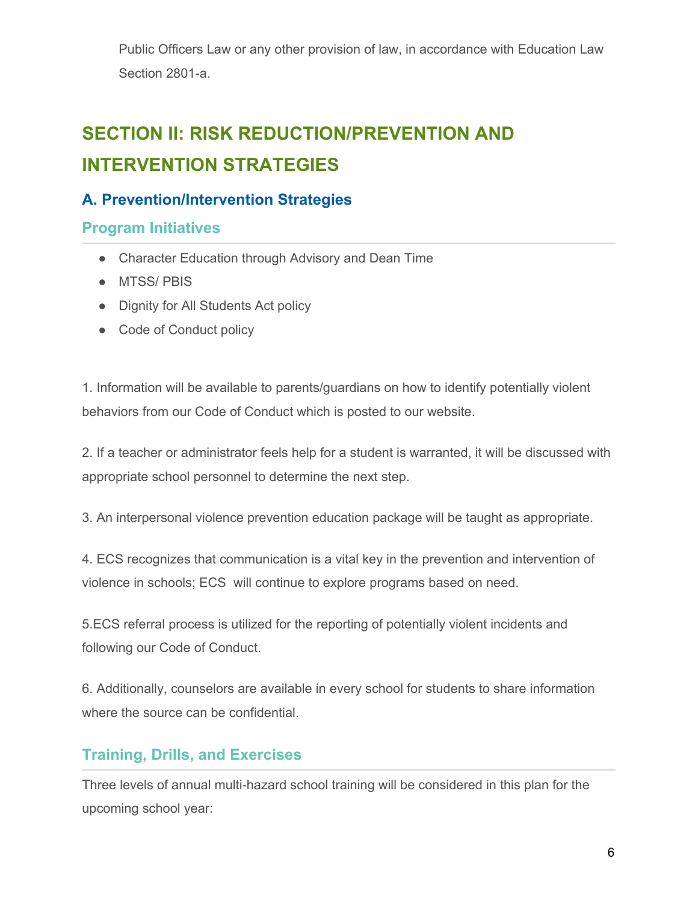Public Officers Law or any other provision of law, in accordance with Education Law Section 2801-a.

# SECTION II: RISK REDUCTION/PREVENTION AND INTERVENTION STRATEGIES

## A. Prevention/Intervention Strategies

### Program Initiatives

- Character Education through Advisory and Dean Time
- MTSS/ PBIS
- Dignity for All Students Act policy
- Code of Conduct policy

1. Information will be available to parents/guardians on how to identify potentially violent behaviors from our Code of Conduct which is posted to our website.

2. If a teacher or administrator feels help for a student is warranted, it will be discussed with appropriate school personnel to determine the next step.

3. An interpersonal violence prevention education package will be taught as appropriate.

4. ECS recognizes that communication is a vital key in the prevention and intervention of violence in schools; ECS will continue to explore programs based on need.

5.ECS referral process is utilized for the reporting of potentially violent incidents and following our Code of Conduct.

6. Additionally, counselors are available in every school for students to share information where the source can be confidential.

### Training, Drills, and Exercises

Three levels of annual multi-hazard school training will be considered in this plan for the upcoming school year: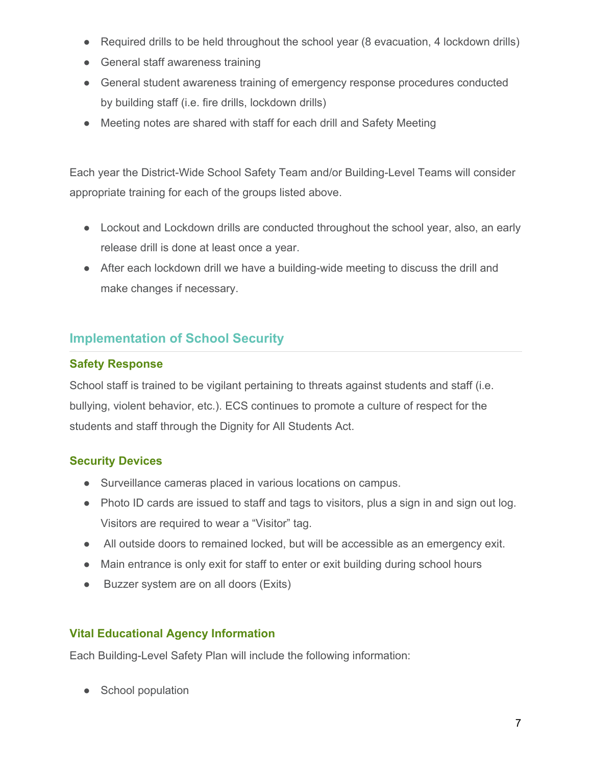- Required drills to be held throughout the school year (8 evacuation, 4 lockdown drills)
- General staff awareness training
- General student awareness training of emergency response procedures conducted by building staff (i.e. fire drills, lockdown drills)
- Meeting notes are shared with staff for each drill and Safety Meeting

Each year the District-Wide School Safety Team and/or Building-Level Teams will consider appropriate training for each of the groups listed above.

- Lockout and Lockdown drills are conducted throughout the school year, also, an early release drill is done at least once a year.
- After each lockdown drill we have a building-wide meeting to discuss the drill and make changes if necessary.

## Implementation of School Security

### Safety Response

School staff is trained to be vigilant pertaining to threats against students and staff (i.e. bullying, violent behavior, etc.). ECS continues to promote a culture of respect for the students and staff through the Dignity for All Students Act.

### Security Devices

- Surveillance cameras placed in various locations on campus.
- Photo ID cards are issued to staff and tags to visitors, plus a sign in and sign out log. Visitors are required to wear a “Visitor” tag.
- All outside doors to remained locked, but will be accessible as an emergency exit.
- Main entrance is only exit for staff to enter or exit building during school hours
- Buzzer system are on all doors (Exits)

### Vital Educational Agency Information

Each Building-Level Safety Plan will include the following information:

- School population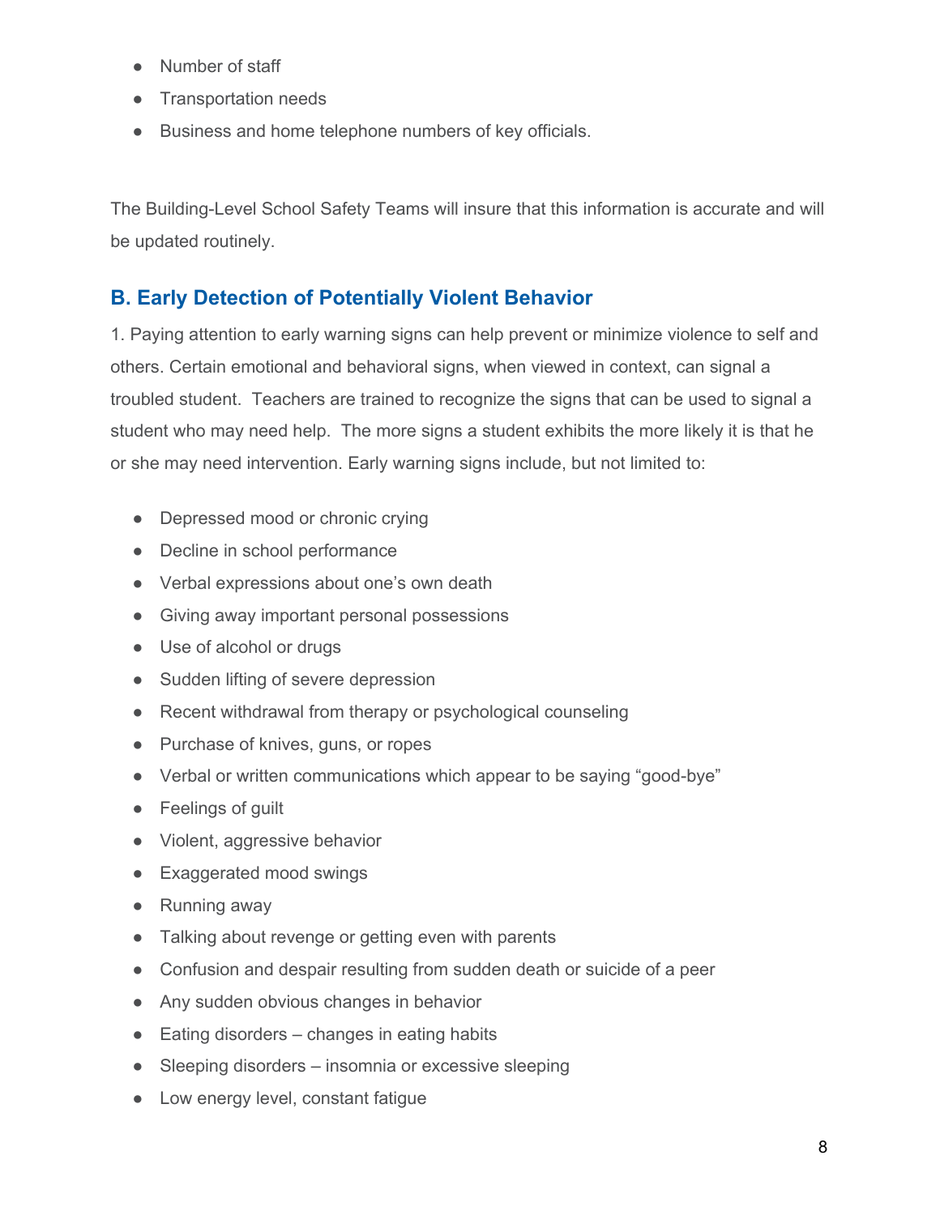- Number of staff
- Transportation needs
- Business and home telephone numbers of key officials.

The Building-Level School Safety Teams will insure that this information is accurate and will be updated routinely.

## B. Early Detection of Potentially Violent Behavior

1. Paying attention to early warning signs can help prevent or minimize violence to self and others. Certain emotional and behavioral signs, when viewed in context, can signal a troubled student. Teachers are trained to recognize the signs that can be used to signal a student who may need help. The more signs a student exhibits the more likely it is that he or she may need intervention. Early warning signs include, but not limited to:

- Depressed mood or chronic crying
- Decline in school performance
- Verbal expressions about one's own death
- Giving away important personal possessions
- Use of alcohol or drugs
- Sudden lifting of severe depression
- Recent withdrawal from therapy or psychological counseling
- Purchase of knives, guns, or ropes
- Verbal or written communications which appear to be saying "good-bye"
- Feelings of guilt
- Violent, aggressive behavior
- Exaggerated mood swings
- Running away
- Talking about revenge or getting even with parents
- Confusion and despair resulting from sudden death or suicide of a peer
- Any sudden obvious changes in behavior
- Eating disorders – changes in eating habits
- Sleeping disorders – insomnia or excessive sleeping
- Low energy level, constant fatigue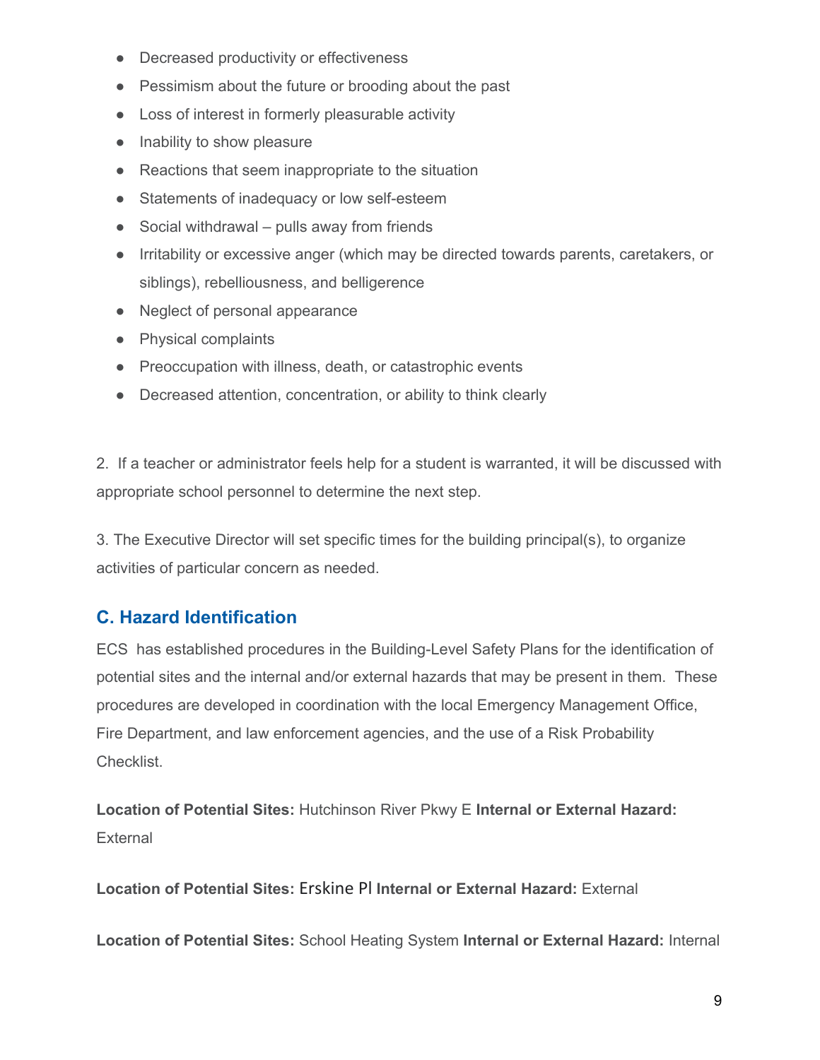- Decreased productivity or effectiveness
- Pessimism about the future or brooding about the past
- Loss of interest in formerly pleasurable activity
- Inability to show pleasure
- Reactions that seem inappropriate to the situation
- Statements of inadequacy or low self-esteem
- Social withdrawal – pulls away from friends
- Irritability or excessive anger (which may be directed towards parents, caretakers, or siblings), rebelliousness, and belligerence
- Neglect of personal appearance
- Physical complaints
- Preoccupation with illness, death, or catastrophic events
- Decreased attention, concentration, or ability to think clearly

2. If a teacher or administrator feels help for a student is warranted, it will be discussed with appropriate school personnel to determine the next step.

3. The Executive Director will set specific times for the building principal(s), to organize activities of particular concern as needed.

## C. Hazard Identification

ECS has established procedures in the Building-Level Safety Plans for the identification of potential sites and the internal and/or external hazards that may be present in them. These procedures are developed in coordination with the local Emergency Management Office, Fire Department, and law enforcement agencies, and the use of a Risk Probability Checklist.

**Location of Potential Sites:** Hutchinson River Pkwy E **Internal or External Hazard:** External

**Location of Potential Sites:** Erskine Pl **Internal or External Hazard:** External

**Location of Potential Sites:** School Heating System **Internal or External Hazard:** Internal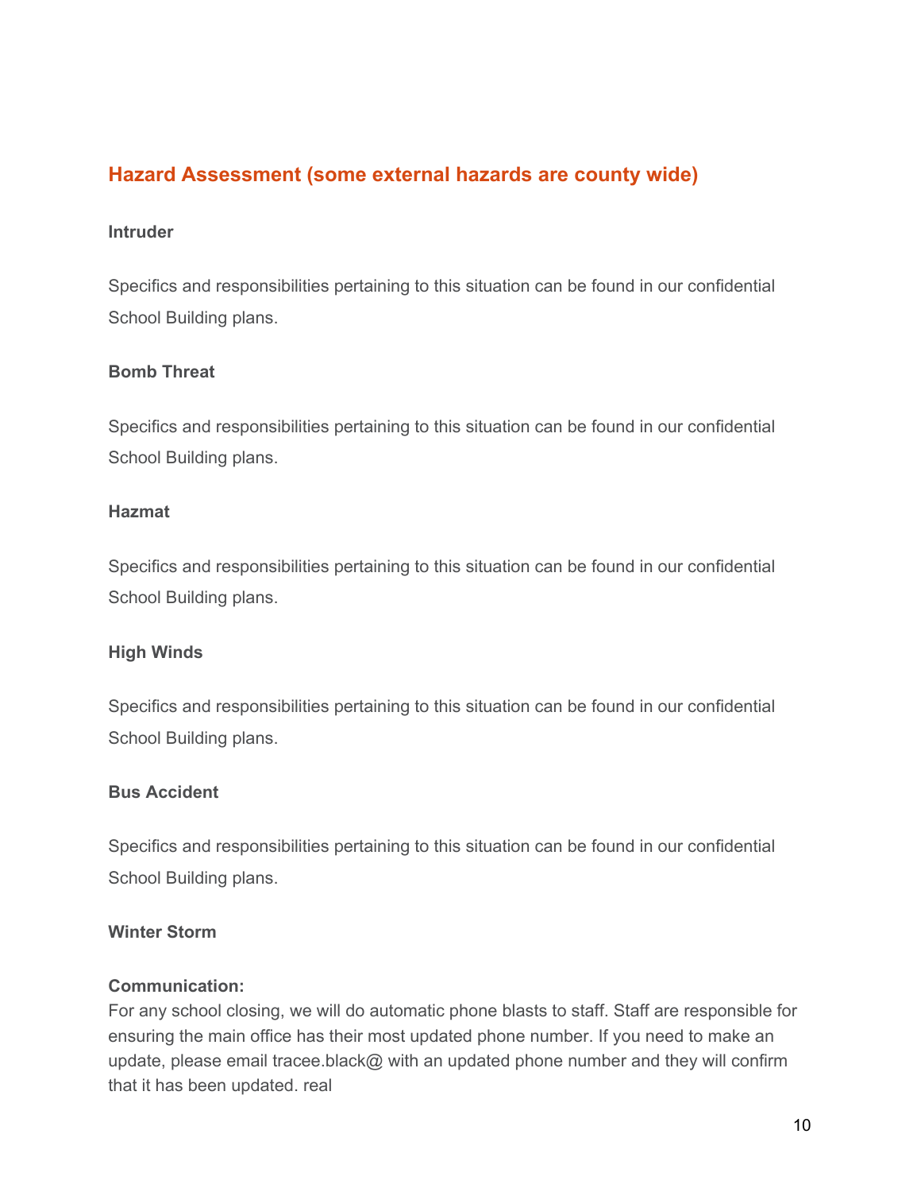## Hazard Assessment (some external hazards are county wide)

**Intruder**

Specifics and responsibilities pertaining to this situation can be found in our confidential School Building plans.

**Bomb Threat**

Specifics and responsibilities pertaining to this situation can be found in our confidential School Building plans.

**Hazmat**

Specifics and responsibilities pertaining to this situation can be found in our confidential School Building plans.

**High Winds**

Specifics and responsibilities pertaining to this situation can be found in our confidential School Building plans.

**Bus Accident**

Specifics and responsibilities pertaining to this situation can be found in our confidential School Building plans.

**Winter Storm**

**Communication:**
For any school closing, we will do automatic phone blasts to staff. Staff are responsible for ensuring the main office has their most updated phone number. If you need to make an update, please email tracee.black@ with an updated phone number and they will confirm that it has been updated. real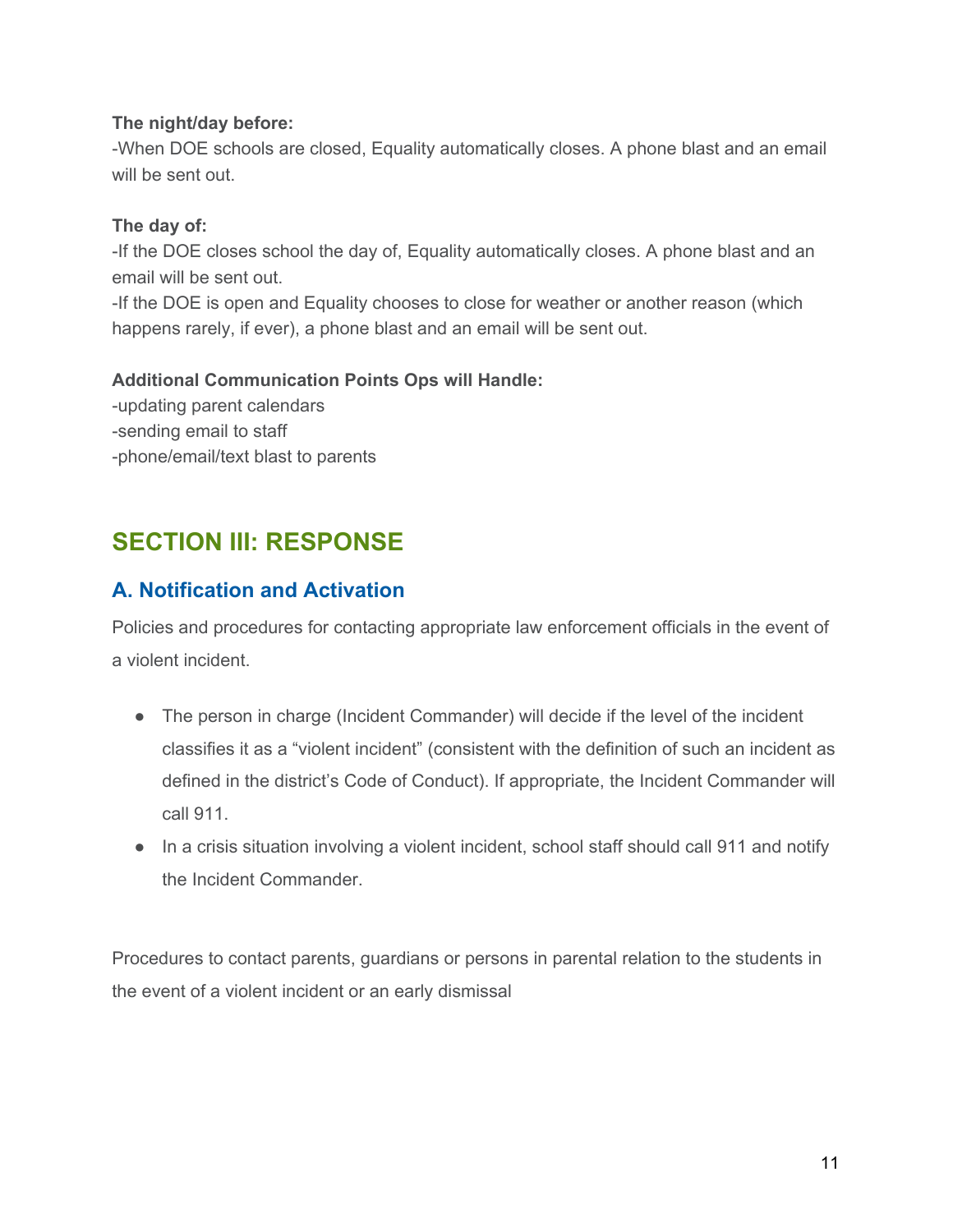**The night/day before:**
-When DOE schools are closed, Equality automatically closes. A phone blast and an email will be sent out.

**The day of:**
-If the DOE closes school the day of, Equality automatically closes. A phone blast and an email will be sent out.
-If the DOE is open and Equality chooses to close for weather or another reason (which happens rarely, if ever), a phone blast and an email will be sent out.

**Additional Communication Points Ops will Handle:**
-updating parent calendars
-sending email to staff
-phone/email/text blast to parents

## SECTION III: RESPONSE

### A. Notification and Activation

Policies and procedures for contacting appropriate law enforcement officials in the event of a violent incident.

- The person in charge (Incident Commander) will decide if the level of the incident classifies it as a "violent incident" (consistent with the definition of such an incident as defined in the district's Code of Conduct). If appropriate, the Incident Commander will call 911.
- In a crisis situation involving a violent incident, school staff should call 911 and notify the Incident Commander.

Procedures to contact parents, guardians or persons in parental relation to the students in the event of a violent incident or an early dismissal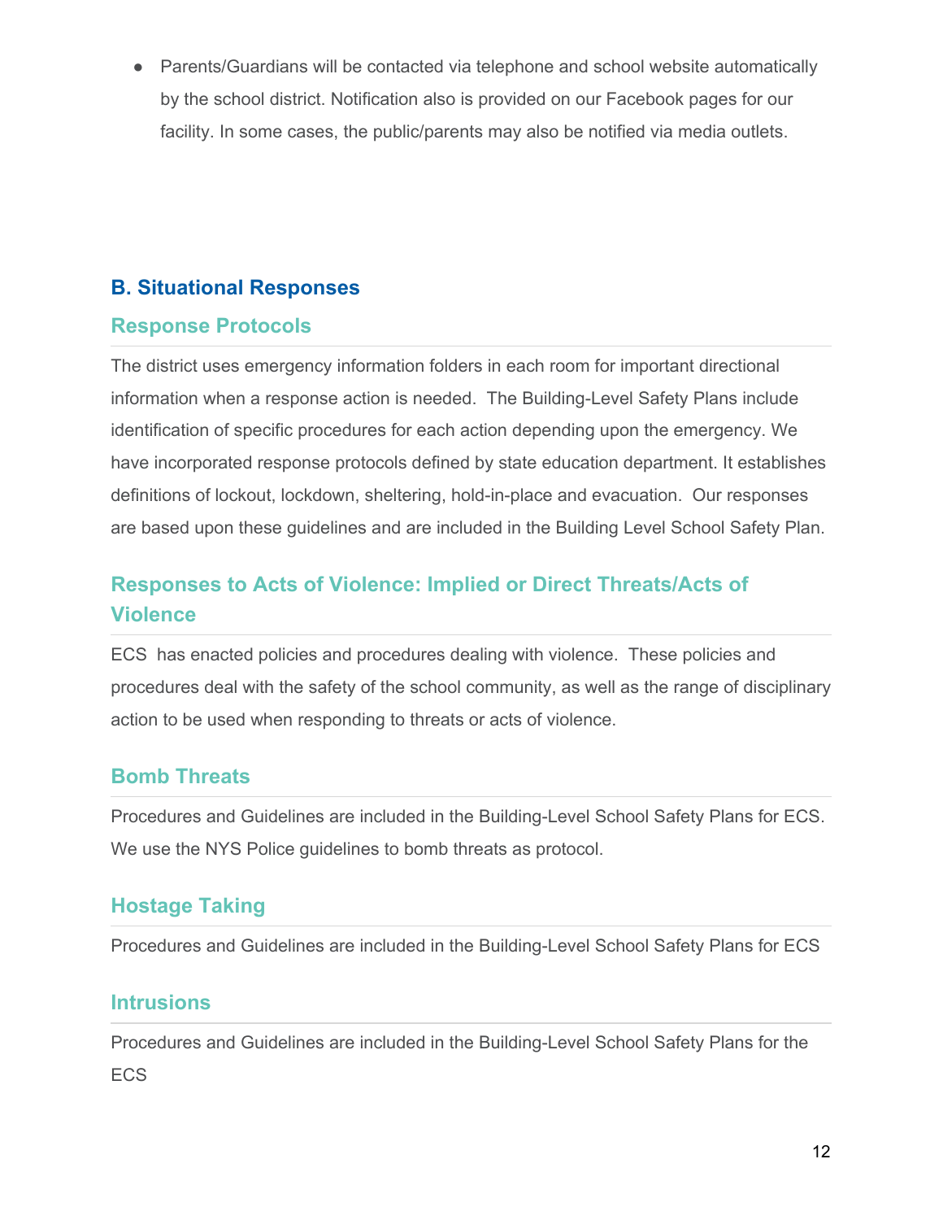- Parents/Guardians will be contacted via telephone and school website automatically by the school district. Notification also is provided on our Facebook pages for our facility. In some cases, the public/parents may also be notified via media outlets.

## B. Situational Responses

### Response Protocols

The district uses emergency information folders in each room for important directional information when a response action is needed. The Building-Level Safety Plans include identification of specific procedures for each action depending upon the emergency. We have incorporated response protocols defined by state education department. It establishes definitions of lockout, lockdown, sheltering, hold-in-place and evacuation. Our responses are based upon these guidelines and are included in the Building Level School Safety Plan.

### Responses to Acts of Violence: Implied or Direct Threats/Acts of Violence

ECS has enacted policies and procedures dealing with violence. These policies and procedures deal with the safety of the school community, as well as the range of disciplinary action to be used when responding to threats or acts of violence.

### Bomb Threats

Procedures and Guidelines are included in the Building-Level School Safety Plans for ECS. We use the NYS Police guidelines to bomb threats as protocol.

### Hostage Taking

Procedures and Guidelines are included in the Building-Level School Safety Plans for ECS

### Intrusions

Procedures and Guidelines are included in the Building-Level School Safety Plans for the ECS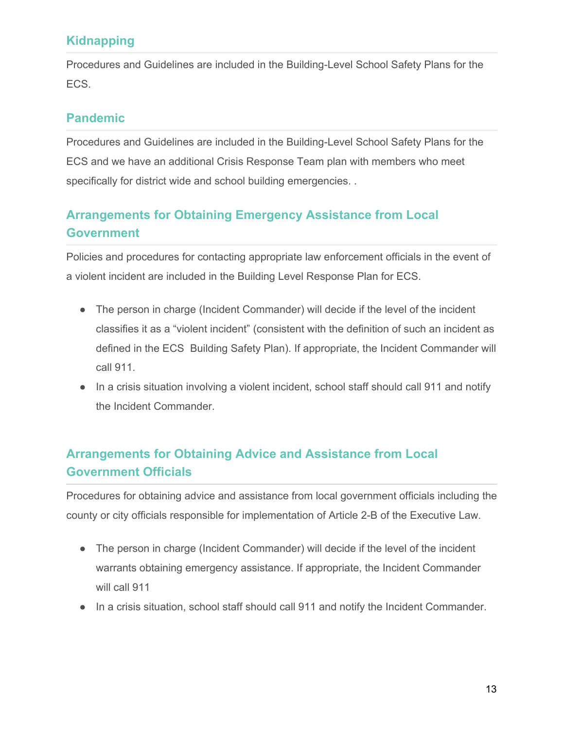## Kidnapping

Procedures and Guidelines are included in the Building-Level School Safety Plans for the ECS.

## Pandemic

Procedures and Guidelines are included in the Building-Level School Safety Plans for the ECS and we have an additional Crisis Response Team plan with members who meet specifically for district wide and school building emergencies. .

## Arrangements for Obtaining Emergency Assistance from Local Government

Policies and procedures for contacting appropriate law enforcement officials in the event of a violent incident are included in the Building Level Response Plan for ECS.

- The person in charge (Incident Commander) will decide if the level of the incident classifies it as a "violent incident" (consistent with the definition of such an incident as defined in the ECS Building Safety Plan). If appropriate, the Incident Commander will call 911.
- In a crisis situation involving a violent incident, school staff should call 911 and notify the Incident Commander.

## Arrangements for Obtaining Advice and Assistance from Local Government Officials

Procedures for obtaining advice and assistance from local government officials including the county or city officials responsible for implementation of Article 2-B of the Executive Law.

- The person in charge (Incident Commander) will decide if the level of the incident warrants obtaining emergency assistance. If appropriate, the Incident Commander will call 911
- In a crisis situation, school staff should call 911 and notify the Incident Commander.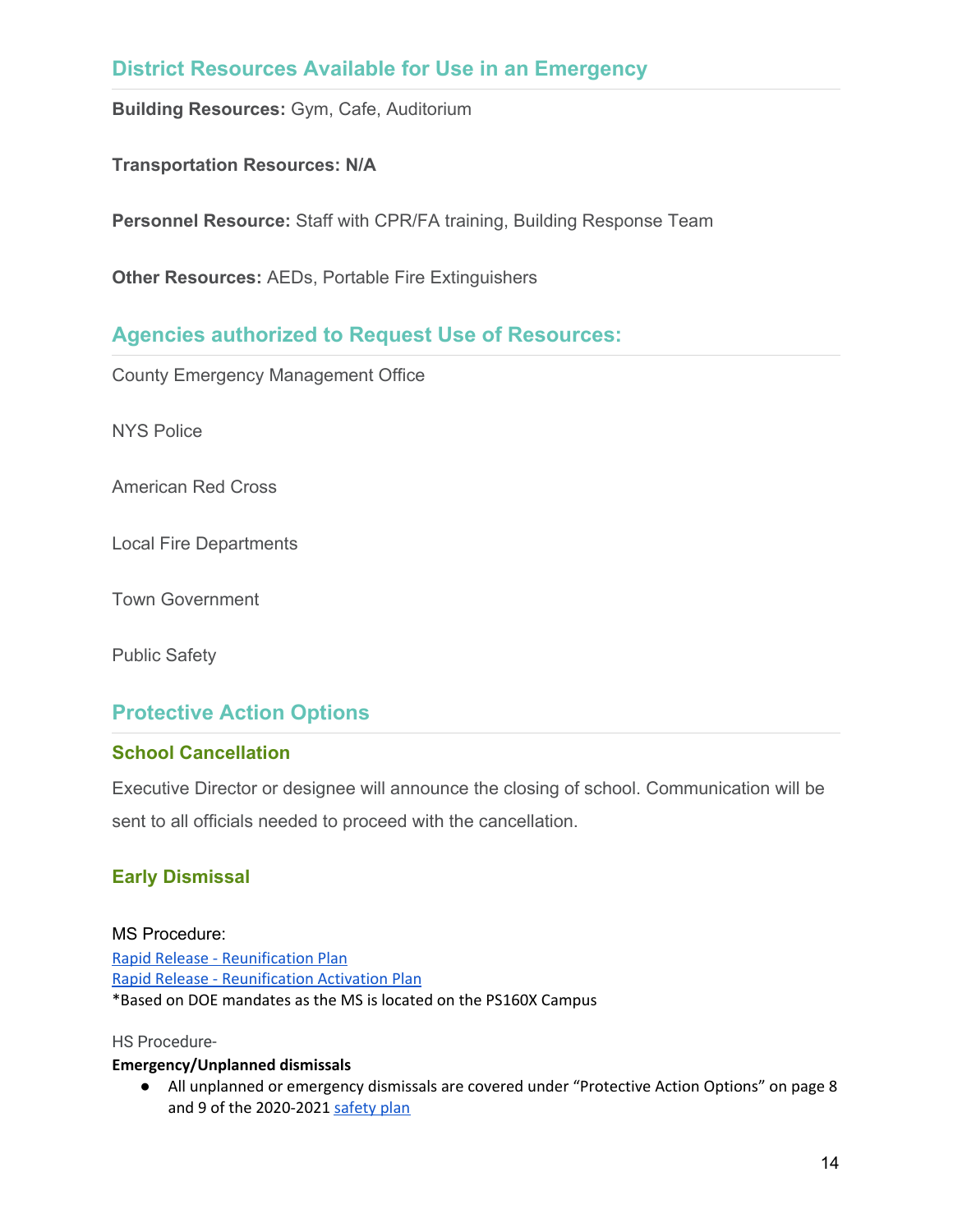## District Resources Available for Use in an Emergency

**Building Resources:** Gym, Cafe, Auditorium

**Transportation Resources: N/A**

**Personnel Resource:** Staff with CPR/FA training, Building Response Team

**Other Resources:** AEDs, Portable Fire Extinguishers

## Agencies authorized to Request Use of Resources:

County Emergency Management Office

NYS Police

American Red Cross

Local Fire Departments

Town Government

Public Safety

## Protective Action Options

### School Cancellation

Executive Director or designee will announce the closing of school. Communication will be sent to all officials needed to proceed with the cancellation.

### Early Dismissal

MS Procedure:

Rapid Release - Reunification Plan

Rapid Release - Reunification Activation Plan

*Based on DOE mandates as the MS is located on the PS160X Campus

HS Procedure-

**Emergency/Unplanned dismissals**

- All unplanned or emergency dismissals are covered under "Protective Action Options" on page 8 and 9 of the 2020-2021 safety plan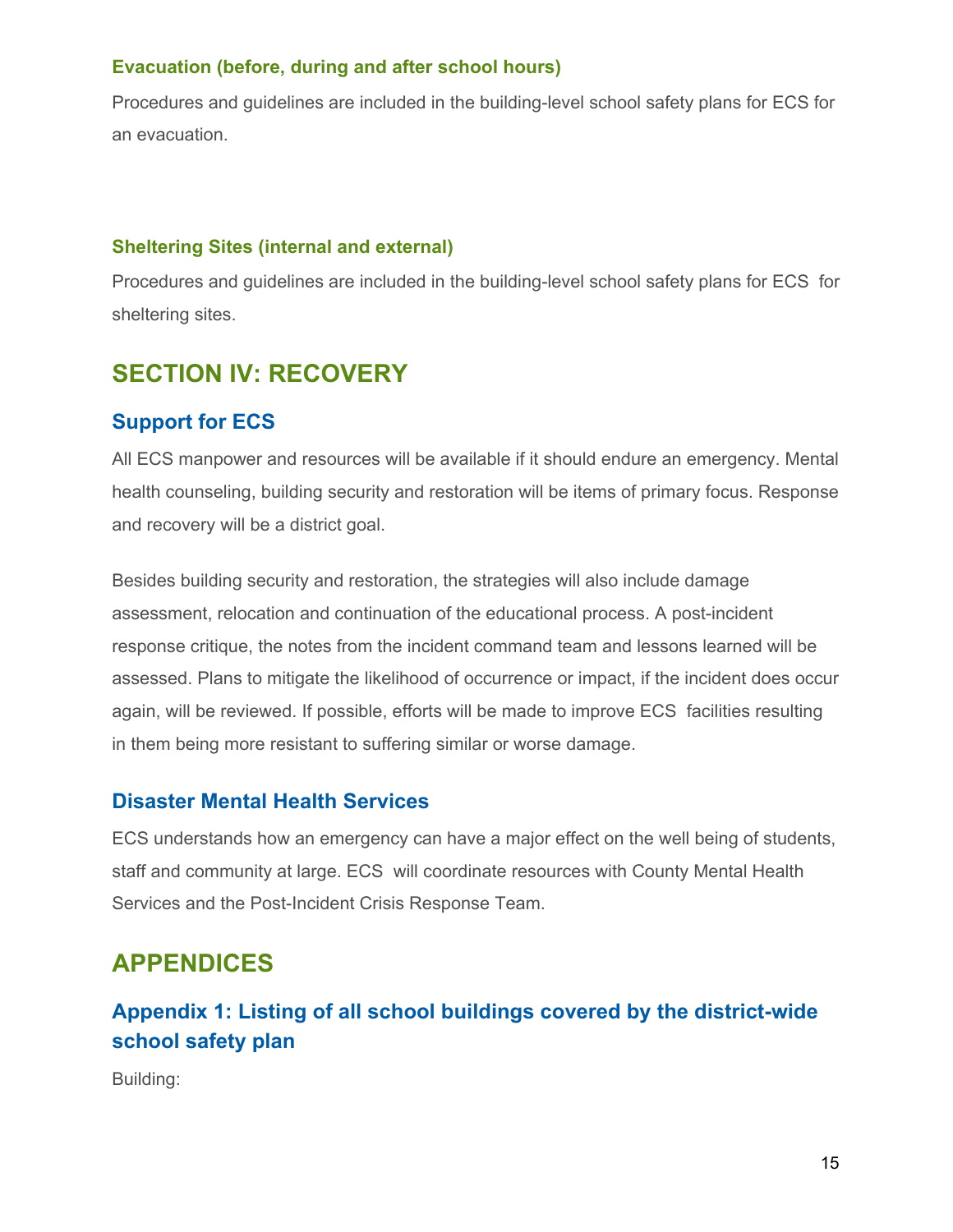### Evacuation (before, during and after school hours)

Procedures and guidelines are included in the building-level school safety plans for ECS for an evacuation.

### Sheltering Sites (internal and external)

Procedures and guidelines are included in the building-level school safety plans for ECS for sheltering sites.

# SECTION IV: RECOVERY

## Support for ECS

All ECS manpower and resources will be available if it should endure an emergency. Mental health counseling, building security and restoration will be items of primary focus. Response and recovery will be a district goal.

Besides building security and restoration, the strategies will also include damage assessment, relocation and continuation of the educational process. A post-incident response critique, the notes from the incident command team and lessons learned will be assessed. Plans to mitigate the likelihood of occurrence or impact, if the incident does occur again, will be reviewed. If possible, efforts will be made to improve ECS facilities resulting in them being more resistant to suffering similar or worse damage.

## Disaster Mental Health Services

ECS understands how an emergency can have a major effect on the well being of students, staff and community at large. ECS will coordinate resources with County Mental Health Services and the Post-Incident Crisis Response Team.

# APPENDICES

## Appendix 1: Listing of all school buildings covered by the district-wide school safety plan

Building: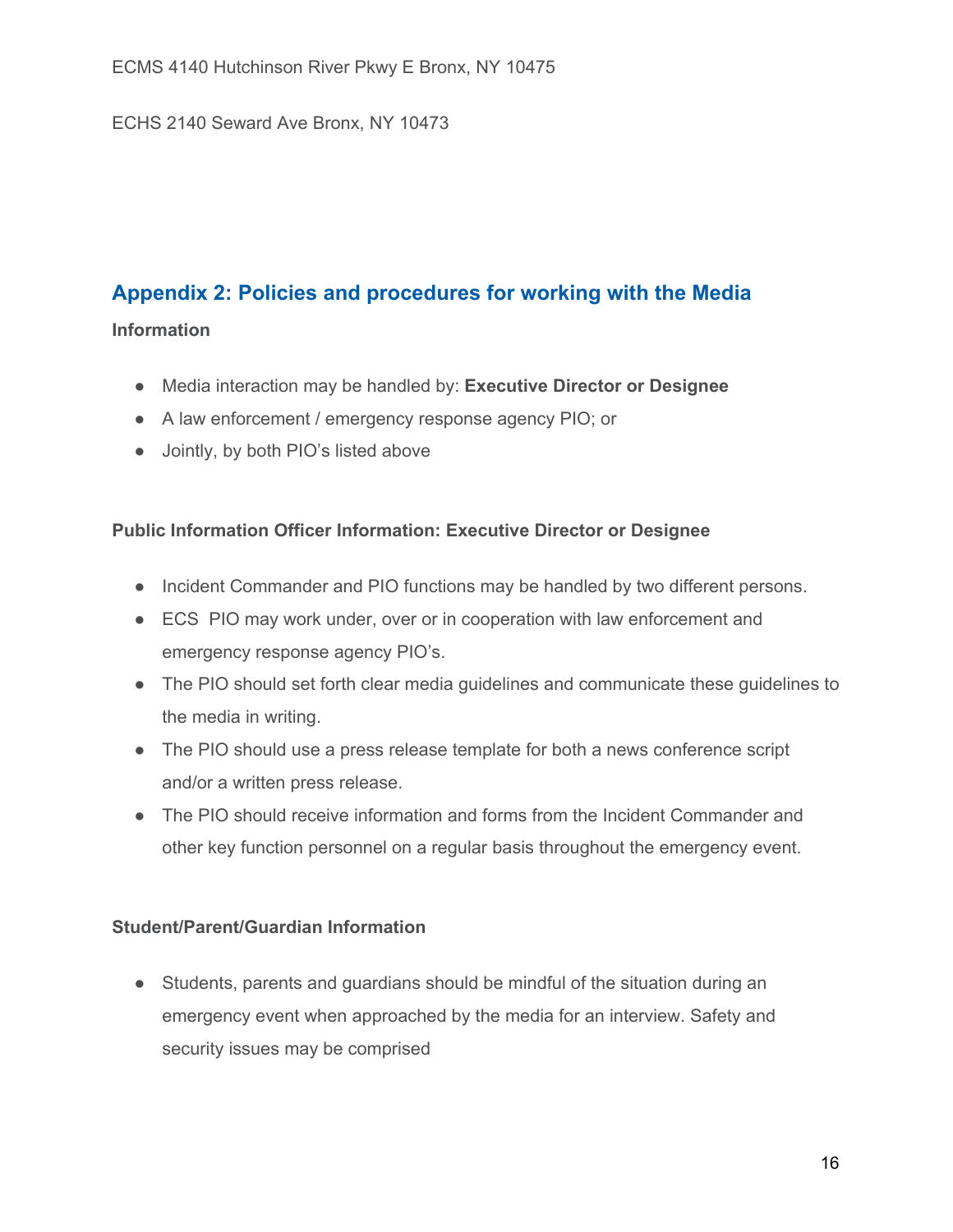ECMS 4140 Hutchinson River Pkwy E Bronx, NY 10475

ECHS 2140 Seward Ave Bronx, NY 10473

## Appendix 2: Policies and procedures for working with the Media

**Information**

- Media interaction may be handled by: **Executive Director or Designee**
- A law enforcement / emergency response agency PIO; or
- Jointly, by both PIO's listed above

**Public Information Officer Information: Executive Director or Designee**

- Incident Commander and PIO functions may be handled by two different persons.
- ECS PIO may work under, over or in cooperation with law enforcement and emergency response agency PIO's.
- The PIO should set forth clear media guidelines and communicate these guidelines to the media in writing.
- The PIO should use a press release template for both a news conference script and/or a written press release.
- The PIO should receive information and forms from the Incident Commander and other key function personnel on a regular basis throughout the emergency event.

**Student/Parent/Guardian Information**

- Students, parents and guardians should be mindful of the situation during an emergency event when approached by the media for an interview. Safety and security issues may be comprised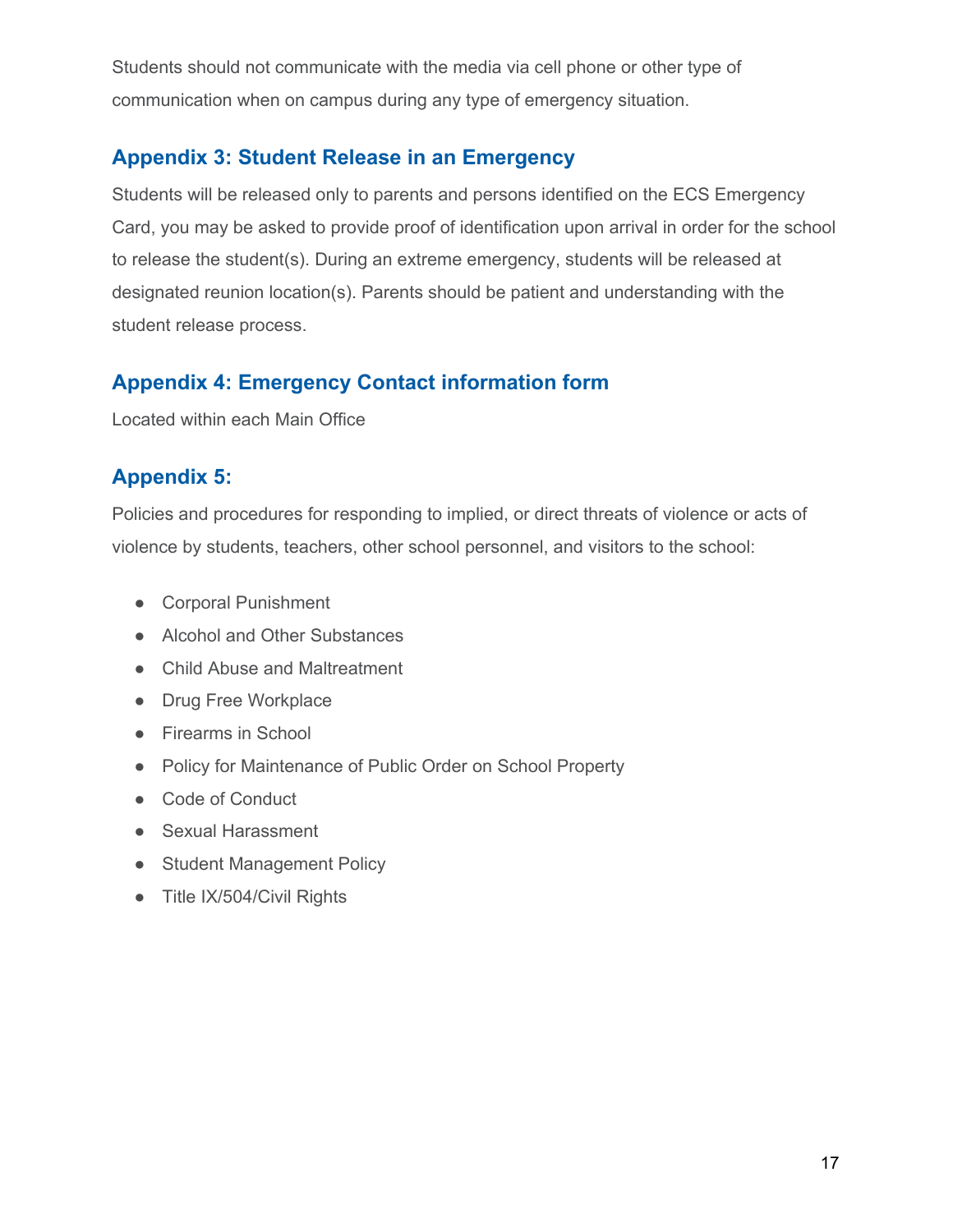Students should not communicate with the media via cell phone or other type of communication when on campus during any type of emergency situation.

## Appendix 3: Student Release in an Emergency

Students will be released only to parents and persons identified on the ECS Emergency Card, you may be asked to provide proof of identification upon arrival in order for the school to release the student(s). During an extreme emergency, students will be released at designated reunion location(s). Parents should be patient and understanding with the student release process.

## Appendix 4: Emergency Contact information form

Located within each Main Office

## Appendix 5:

Policies and procedures for responding to implied, or direct threats of violence or acts of violence by students, teachers, other school personnel, and visitors to the school:

- Corporal Punishment
- Alcohol and Other Substances
- Child Abuse and Maltreatment
- Drug Free Workplace
- Firearms in School
- Policy for Maintenance of Public Order on School Property
- Code of Conduct
- Sexual Harassment
- Student Management Policy
- Title IX/504/Civil Rights